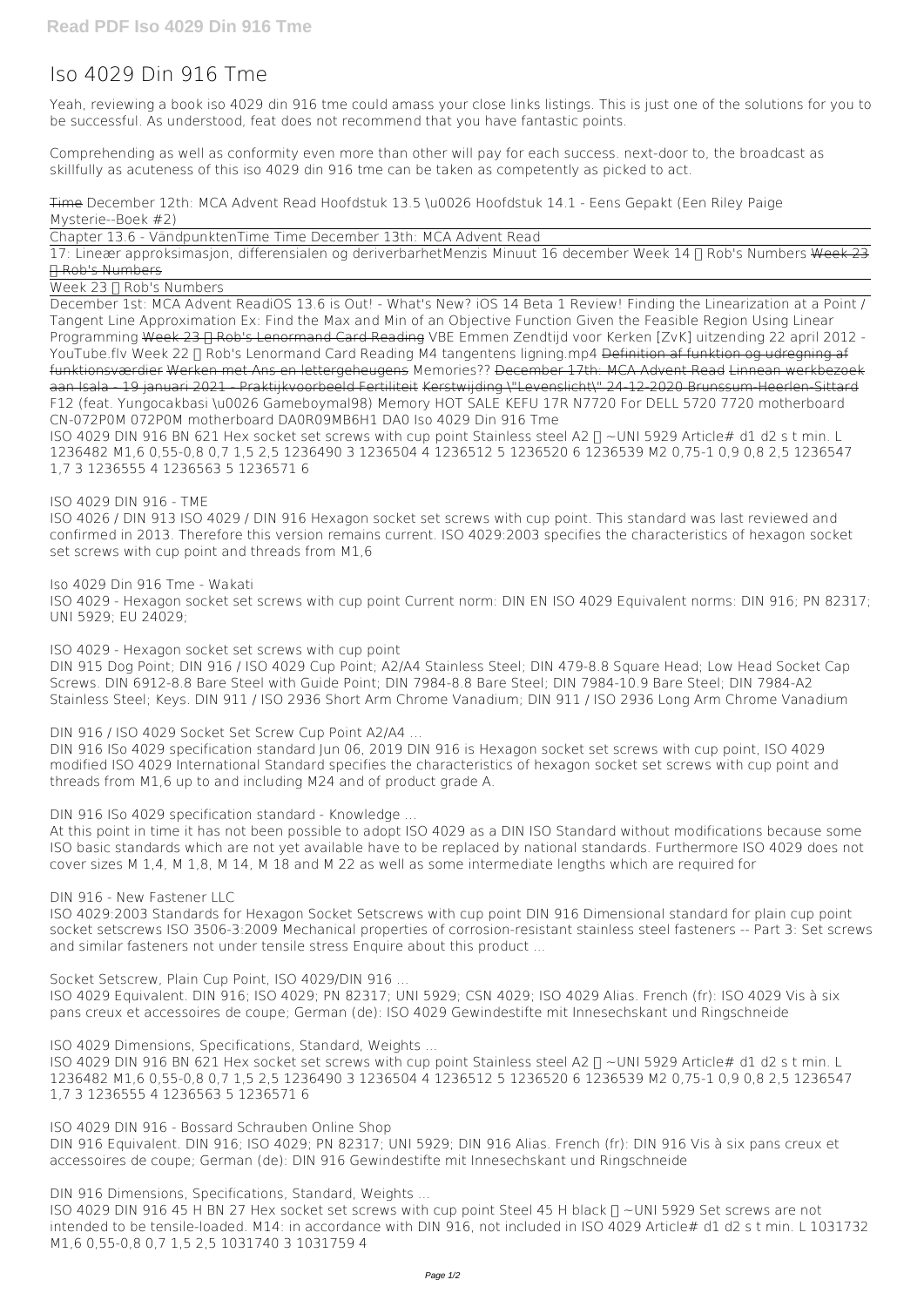# Iso 4029 Din 916 Tme

Yeah, reviewing a book iso 4029 din 916 tme could amass your close links listings. This is just one of the solutions for you to be successful. As understood, feat does not recommend that you have fantastic points.

Comprehending as well as conformity even more than other will pay for each success. next-door to, the broadcast as skillfully as acuteness of this iso 4029 din 916 tme can be taken as competently as picked to act.

~~Time~~ December 12th: MCA Advent Read Hoofdstuk 13.5 \u0026 Hoofdstuk 14.1 - Eens Gepakt (Een Riley Paige Mysterie--Boek #2)

Chapter 13.6 - VändpunktenTime Time December 13th: MCA Advent Read

17: Lineær approksimasjon, differensialen og deriverbarhetMenzis Minuut 16 december Week 14 ✨ Rob's Numbers ~~Week 23 ✨ Rob's Numbers~~

Week 23 ✨ Rob's Numbers

December 1st: MCA Advent ReadiOS 13.6 is Out! - What's New? iOS 14 Beta 1 Review! Finding the Linearization at a Point / Tangent Line Approximation Ex: Find the Max and Min of an Objective Function Given the Feasible Region Using Linear Programming ~~Week 23 ✨ Rob's Lenormand Card Reading~~ VBE Emmen Zendtijd voor Kerken [ZvK] uitzending 22 april 2012 - YouTube.flv Week 22 ✨ Rob's Lenormand Card Reading M4 tangentens ligning.mp4 ~~Definition af funktion og udregning af funktionsværdier Werken met Ans en lettergeheugens~~ Memories?? ~~December 17th: MCA Advent Read Linnean werkbezoek aan Isala - 19 januari 2021 - Praktijkvoorbeeld Fertiliteit Kerstwijding \"Levenslicht\" 24-12-2020 Brunssum-Heerlen-Sittard~~ F12 (feat. Yungocakbasi \u0026 Gameboymal98) Memory HOT SALE KEFU 17R N7720 For DELL 5720 7720 motherboard CN-072P0M 072P0M motherboard DA0R09MB6H1 DA0 Iso 4029 Din 916 Tme

ISO 4029 DIN 916 BN 621 Hex socket set screws with cup point Stainless steel A2 ✨ ~UNI 5929 Article# d1 d2 s t min. L 1236482 M1,6 0,55-0,8 0,7 1,5 2,5 1236490 3 1236504 4 1236512 5 1236520 6 1236539 M2 0,75-1 0,9 0,8 2,5 1236547 1,7 3 1236555 4 1236563 5 1236571 6

**ISO 4029 DIN 916 - TME**

ISO 4026 / DIN 913 ISO 4029 / DIN 916 Hexagon socket set screws with cup point. This standard was last reviewed and confirmed in 2013. Therefore this version remains current. ISO 4029:2003 specifies the characteristics of hexagon socket set screws with cup point and threads from M1,6

**Iso 4029 Din 916 Tme - Wakati**

ISO 4029 - Hexagon socket set screws with cup point Current norm: DIN EN ISO 4029 Equivalent norms: DIN 916; PN 82317; UNI 5929; EU 24029;

**ISO 4029 - Hexagon socket set screws with cup point**

DIN 915 Dog Point; DIN 916 / ISO 4029 Cup Point; A2/A4 Stainless Steel; DIN 479-8.8 Square Head; Low Head Socket Cap Screws. DIN 6912-8.8 Bare Steel with Guide Point; DIN 7984-8.8 Bare Steel; DIN 7984-10.9 Bare Steel; DIN 7984-A2 Stainless Steel; Keys. DIN 911 / ISO 2936 Short Arm Chrome Vanadium; DIN 911 / ISO 2936 Long Arm Chrome Vanadium

**DIN 916 / ISO 4029 Socket Set Screw Cup Point A2/A4 ...**

DIN 916 ISo 4029 specification standard Jun 06, 2019 DIN 916 is Hexagon socket set screws with cup point, ISO 4029 modified ISO 4029 International Standard specifies the characteristics of hexagon socket set screws with cup point and threads from M1,6 up to and including M24 and of product grade A.

**DIN 916 ISo 4029 specification standard - Knowledge ...**

At this point in time it has not been possible to adopt ISO 4029 as a DIN ISO Standard without modifications because some ISO basic standards which are not yet available have to be replaced by national standards. Furthermore ISO 4029 does not cover sizes M 1,4, M 1,8, M 14, M 18 and M 22 as well as some intermediate lengths which are required for

**DIN 916 - New Fastener LLC**

ISO 4029:2003 Standards for Hexagon Socket Setscrews with cup point DIN 916 Dimensional standard for plain cup point socket setscrews ISO 3506-3:2009 Mechanical properties of corrosion-resistant stainless steel fasteners -- Part 3: Set screws and similar fasteners not under tensile stress Enquire about this product ...

**Socket Setscrew, Plain Cup Point, ISO 4029/DIN 916 ...**

ISO 4029 Equivalent. DIN 916; ISO 4029; PN 82317; UNI 5929; CSN 4029; ISO 4029 Alias. French (fr): ISO 4029 Vis à six pans creux et accessoires de coupe; German (de): ISO 4029 Gewindestifte mit Innesechskant und Ringschneide

**ISO 4029 Dimensions, Specifications, Standard, Weights ...**

ISO 4029 DIN 916 BN 621 Hex socket set screws with cup point Stainless steel A2 ✨ ~UNI 5929 Article# d1 d2 s t min. L 1236482 M1,6 0,55-0,8 0,7 1,5 2,5 1236490 3 1236504 4 1236512 5 1236520 6 1236539 M2 0,75-1 0,9 0,8 2,5 1236547 1,7 3 1236555 4 1236563 5 1236571 6

**ISO 4029 DIN 916 - Bossard Schrauben Online Shop**

DIN 916 Equivalent. DIN 916; ISO 4029; PN 82317; UNI 5929; DIN 916 Alias. French (fr): DIN 916 Vis à six pans creux et accessoires de coupe; German (de): DIN 916 Gewindestifte mit Innesechskant und Ringschneide

**DIN 916 Dimensions, Specifications, Standard, Weights ...**

ISO 4029 DIN 916 45 H BN 27 Hex socket set screws with cup point Steel 45 H black ✨ ~UNI 5929 Set screws are not intended to be tensile-loaded. M14: in accordance with DIN 916, not included in ISO 4029 Article# d1 d2 s t min. L 1031732 M1,6 0,55-0,8 0,7 1,5 2,5 1031740 3 1031759 4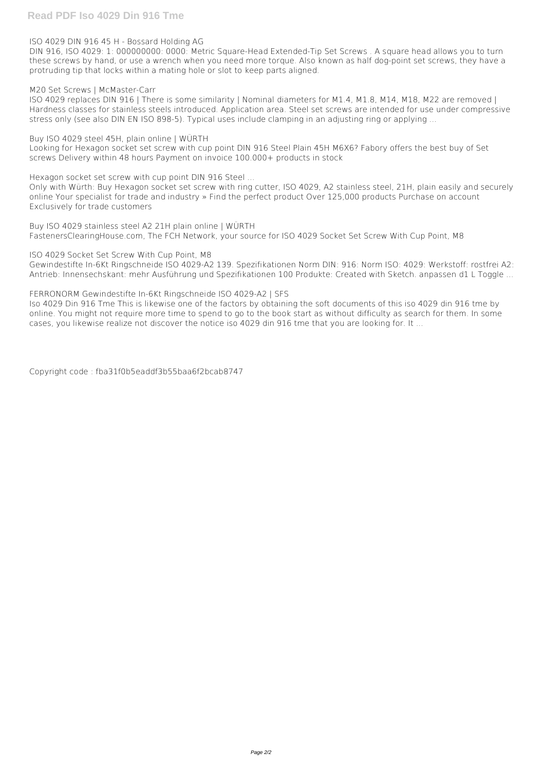**ISO 4029 DIN 916 45 H - Bossard Holding AG**

DIN 916, ISO 4029: 1: 000000000: 0000: Metric Square-Head Extended-Tip Set Screws . A square head allows you to turn these screws by hand, or use a wrench when you need more torque. Also known as half dog-point set screws, they have a protruding tip that locks within a mating hole or slot to keep parts aligned.

**M20 Set Screws | McMaster-Carr**

ISO 4029 replaces DIN 916 | There is some similarity | Nominal diameters for M1.4, M1.8, M14, M18, M22 are removed | Hardness classes for stainless steels introduced. Application area. Steel set screws are intended for use under compressive stress only (see also DIN EN ISO 898-5). Typical uses include clamping in an adjusting ring or applying ...

**Buy ISO 4029 steel 45H, plain online | WÜRTH**

Looking for Hexagon socket set screw with cup point DIN 916 Steel Plain 45H M6X6? Fabory offers the best buy of Set screws Delivery within 48 hours Payment on invoice 100.000+ products in stock

**Hexagon socket set screw with cup point DIN 916 Steel ...**

Only with Würth: Buy Hexagon socket set screw with ring cutter, ISO 4029, A2 stainless steel, 21H, plain easily and securely online Your specialist for trade and industry » Find the perfect product Over 125,000 products Purchase on account Exclusively for trade customers

**Buy ISO 4029 stainless steel A2 21H plain online | WÜRTH**

FastenersClearingHouse.com, The FCH Network, your source for ISO 4029 Socket Set Screw With Cup Point, M8

**ISO 4029 Socket Set Screw With Cup Point, M8**

Gewindestifte In-6Kt Ringschneide ISO 4029-A2 139. Spezifikationen Norm DIN: 916: Norm ISO: 4029: Werkstoff: rostfrei A2: Antrieb: Innensechskant: mehr Ausführung und Spezifikationen 100 Produkte: Created with Sketch. anpassen d1 L Toggle ...

**FERRONORM Gewindestifte In-6Kt Ringschneide ISO 4029-A2 | SFS**

Iso 4029 Din 916 Tme This is likewise one of the factors by obtaining the soft documents of this iso 4029 din 916 tme by online. You might not require more time to spend to go to the book start as without difficulty as search for them. In some cases, you likewise realize not discover the notice iso 4029 din 916 tme that you are looking for. It ...

Copyright code : fba31f0b5eaddf3b55baa6f2bcab8747